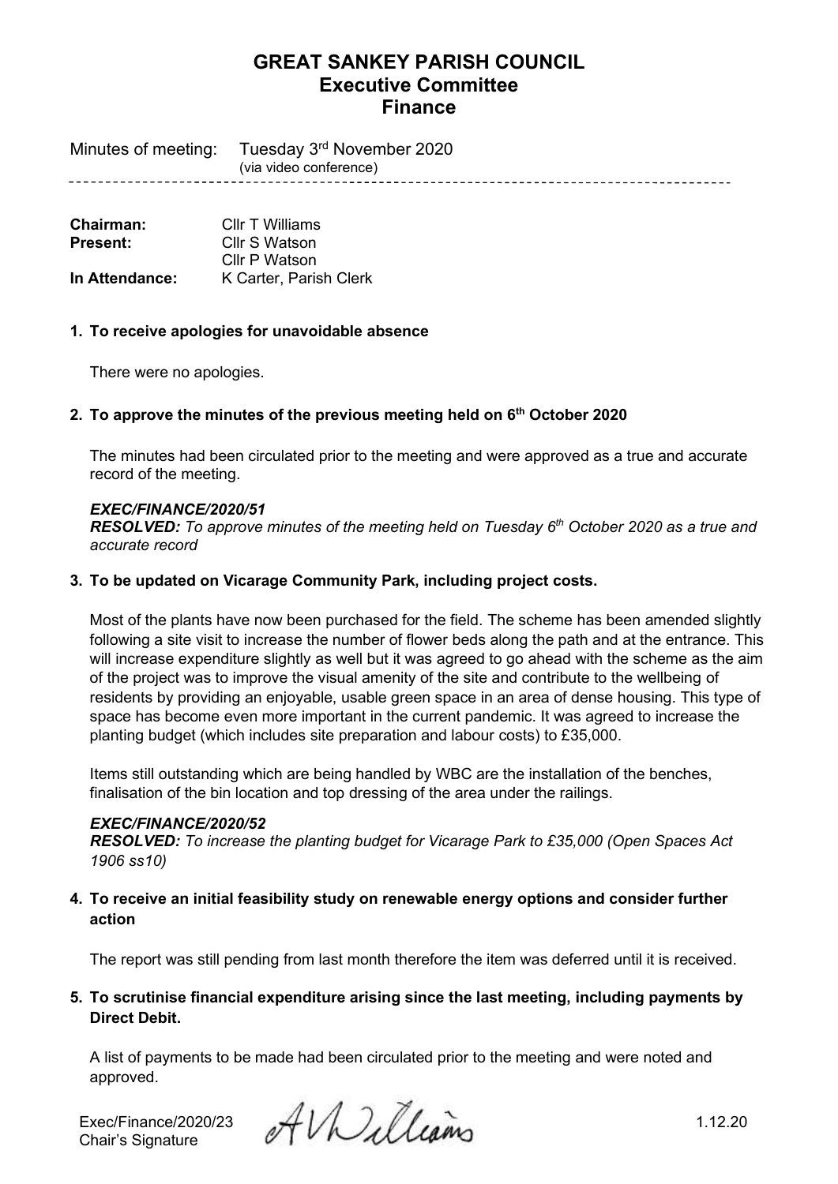# GREAT SANKEY PARISH COUNCIL
## Executive Committee
## Finance

Minutes of meeting: Tuesday 3rd November 2020
(via video conference)

---

**Chairman:** Cllr T Williams
**Present:** Cllr S Watson
Cllr P Watson
**In Attendance:** K Carter, Parish Clerk

**1. To receive apologies for unavoidable absence**

There were no apologies.

**2. To approve the minutes of the previous meeting held on 6th October 2020**

The minutes had been circulated prior to the meeting and were approved as a true and accurate record of the meeting.

***EXEC/FINANCE/2020/51***
***RESOLVED:*** *To approve minutes of the meeting held on Tuesday 6th October 2020 as a true and accurate record*

**3. To be updated on Vicarage Community Park, including project costs.**

Most of the plants have now been purchased for the field. The scheme has been amended slightly following a site visit to increase the number of flower beds along the path and at the entrance. This will increase expenditure slightly as well but it was agreed to go ahead with the scheme as the aim of the project was to improve the visual amenity of the site and contribute to the wellbeing of residents by providing an enjoyable, usable green space in an area of dense housing. This type of space has become even more important in the current pandemic. It was agreed to increase the planting budget (which includes site preparation and labour costs) to £35,000.

Items still outstanding which are being handled by WBC are the installation of the benches, finalisation of the bin location and top dressing of the area under the railings.

***EXEC/FINANCE/2020/52***
***RESOLVED:*** *To increase the planting budget for Vicarage Park to £35,000 (Open Spaces Act 1906 ss10)*

**4. To receive an initial feasibility study on renewable energy options and consider further action**

The report was still pending from last month therefore the item was deferred until it is received.

**5. To scrutinise financial expenditure arising since the last meeting, including payments by Direct Debit.**

A list of payments to be made had been circulated prior to the meeting and were noted and approved.

Exec/Finance/2020/23
Chair's Signature 1.12.20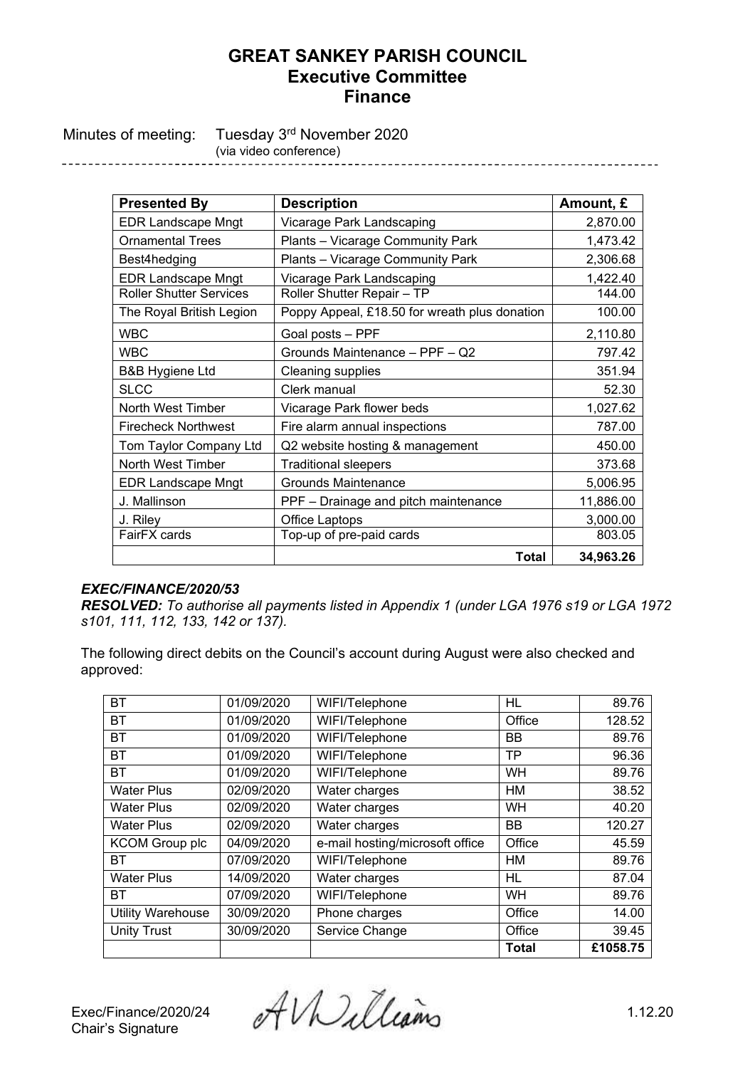# GREAT SANKEY PARISH COUNCIL
## Executive Committee
## Finance

Minutes of meeting: Tuesday 3rd November 2020
(via video conference)

| Presented By | Description | Amount, £ |
|---|---|---|
| EDR Landscape Mngt | Vicarage Park Landscaping | 2,870.00 |
| Ornamental Trees | Plants – Vicarage Community Park | 1,473.42 |
| Best4hedging | Plants – Vicarage Community Park | 2,306.68 |
| EDR Landscape Mngt | Vicarage Park Landscaping | 1,422.40 |
| Roller Shutter Services | Roller Shutter Repair – TP | 144.00 |
| The Royal British Legion | Poppy Appeal, £18.50 for wreath plus donation | 100.00 |
| WBC | Goal posts – PPF | 2,110.80 |
| WBC | Grounds Maintenance – PPF – Q2 | 797.42 |
| B&B Hygiene Ltd | Cleaning supplies | 351.94 |
| SLCC | Clerk manual | 52.30 |
| North West Timber | Vicarage Park flower beds | 1,027.62 |
| Firecheck Northwest | Fire alarm annual inspections | 787.00 |
| Tom Taylor Company Ltd | Q2 website hosting & management | 450.00 |
| North West Timber | Traditional sleepers | 373.68 |
| EDR Landscape Mngt | Grounds Maintenance | 5,006.95 |
| J. Mallinson | PPF – Drainage and pitch maintenance | 11,886.00 |
| J. Riley | Office Laptops | 3,000.00 |
| FairFX cards | Top-up of pre-paid cards | 803.05 |
| | **Total** | **34,963.26** |

***EXEC/FINANCE/2020/53***
***RESOLVED:*** *To authorise all payments listed in Appendix 1 (under LGA 1976 s19 or LGA 1972 s101, 111, 112, 133, 142 or 137).*

The following direct debits on the Council's account during August were also checked and approved:

| | | | | |
|---|---|---|---|---|
| BT | 01/09/2020 | WIFI/Telephone | HL | 89.76 |
| BT | 01/09/2020 | WIFI/Telephone | Office | 128.52 |
| BT | 01/09/2020 | WIFI/Telephone | BB | 89.76 |
| BT | 01/09/2020 | WIFI/Telephone | TP | 96.36 |
| BT | 01/09/2020 | WIFI/Telephone | WH | 89.76 |
| Water Plus | 02/09/2020 | Water charges | HM | 38.52 |
| Water Plus | 02/09/2020 | Water charges | WH | 40.20 |
| Water Plus | 02/09/2020 | Water charges | BB | 120.27 |
| KCOM Group plc | 04/09/2020 | e-mail hosting/microsoft office | Office | 45.59 |
| BT | 07/09/2020 | WIFI/Telephone | HM | 89.76 |
| Water Plus | 14/09/2020 | Water charges | HL | 87.04 |
| BT | 07/09/2020 | WIFI/Telephone | WH | 89.76 |
| Utility Warehouse | 30/09/2020 | Phone charges | Office | 14.00 |
| Unity Trust | 30/09/2020 | Service Change | Office | 39.45 |
| | | | **Total** | **£1058.75** |

Exec/Finance/2020/24
Chair's Signature A Williams 1.12.20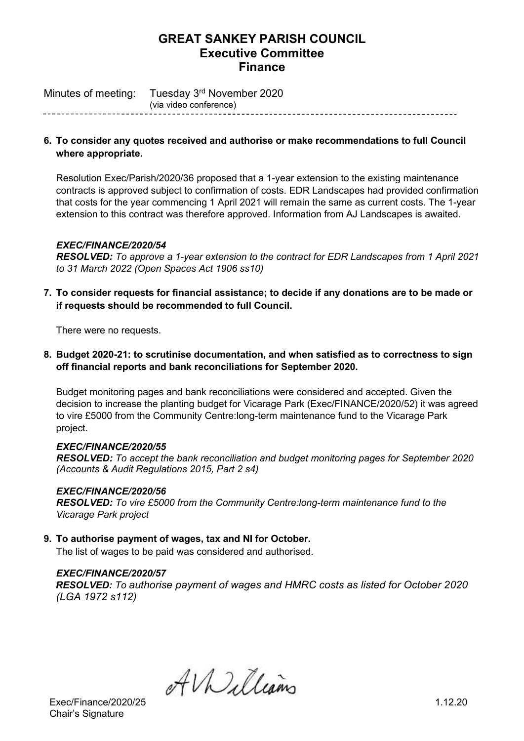# GREAT SANKEY PARISH COUNCIL
## Executive Committee
## Finance

Minutes of meeting: Tuesday 3rd November 2020
(via video conference)

---

**6. To consider any quotes received and authorise or make recommendations to full Council where appropriate.**

Resolution Exec/Parish/2020/36 proposed that a 1-year extension to the existing maintenance contracts is approved subject to confirmation of costs. EDR Landscapes had provided confirmation that costs for the year commencing 1 April 2021 will remain the same as current costs. The 1-year extension to this contract was therefore approved. Information from AJ Landscapes is awaited.

***EXEC/FINANCE/2020/54***
***RESOLVED:*** *To approve a 1-year extension to the contract for EDR Landscapes from 1 April 2021 to 31 March 2022 (Open Spaces Act 1906 ss10)*

**7. To consider requests for financial assistance; to decide if any donations are to be made or if requests should be recommended to full Council.**

There were no requests.

**8. Budget 2020-21: to scrutinise documentation, and when satisfied as to correctness to sign off financial reports and bank reconciliations for September 2020.**

Budget monitoring pages and bank reconciliations were considered and accepted. Given the decision to increase the planting budget for Vicarage Park (Exec/FINANCE/2020/52) it was agreed to vire £5000 from the Community Centre:long-term maintenance fund to the Vicarage Park project.

***EXEC/FINANCE/2020/55***
***RESOLVED:*** *To accept the bank reconciliation and budget monitoring pages for September 2020 (Accounts & Audit Regulations 2015, Part 2 s4)*

***EXEC/FINANCE/2020/56***
***RESOLVED:*** *To vire £5000 from the Community Centre:long-term maintenance fund to the Vicarage Park project*

**9. To authorise payment of wages, tax and NI for October.**
The list of wages to be paid was considered and authorised.

***EXEC/FINANCE/2020/57***
***RESOLVED:*** *To authorise payment of wages and HMRC costs as listed for October 2020 (LGA 1972 s112)*

A Williams

Exec/Finance/2020/25 1.12.20
Chair's Signature